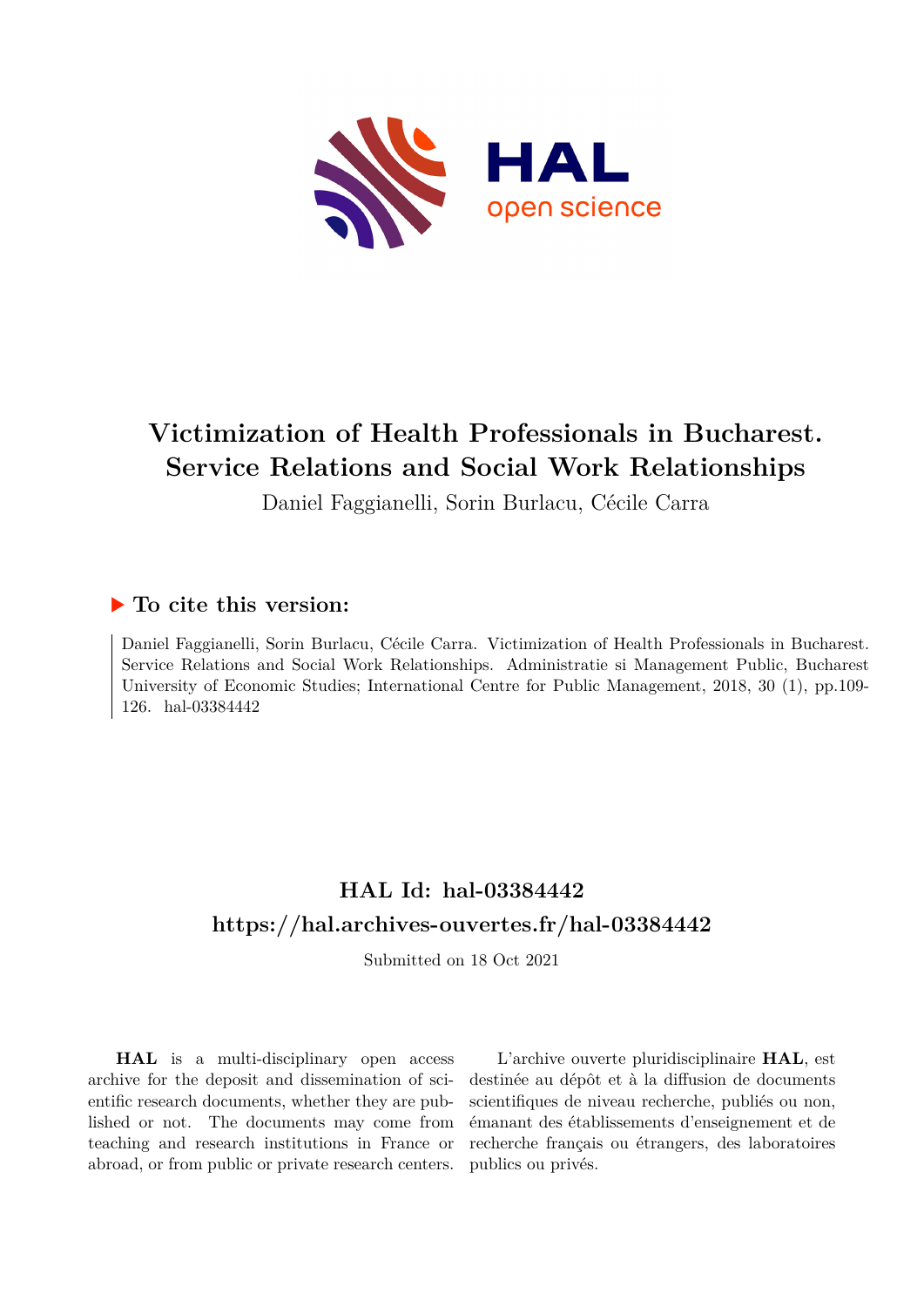# Victimization of Health Professionals in Bucharest. Service Relations and Social Work Relationships

Daniel Faggianelli, Sorin Burlacu, Cécile Carra

## ▶ To cite this version:

Daniel Faggianelli, Sorin Burlacu, Cécile Carra. Victimization of Health Professionals in Bucharest. Service Relations and Social Work Relationships. Administratie si Management Public, Bucharest University of Economic Studies; International Centre for Public Management, 2018, 30 (1), pp.109-126. hal-03384442

## HAL Id: hal-03384442

## https://hal.archives-ouvertes.fr/hal-03384442

Submitted on 18 Oct 2021

**HAL** is a multi-disciplinary open access archive for the deposit and dissemination of scientific research documents, whether they are published or not. The documents may come from teaching and research institutions in France or abroad, or from public or private research centers.

L'archive ouverte pluridisciplinaire **HAL**, est destinée au dépôt et à la diffusion de documents scientifiques de niveau recherche, publiés ou non, émanant des établissements d'enseignement et de recherche français ou étrangers, des laboratoires publics ou privés.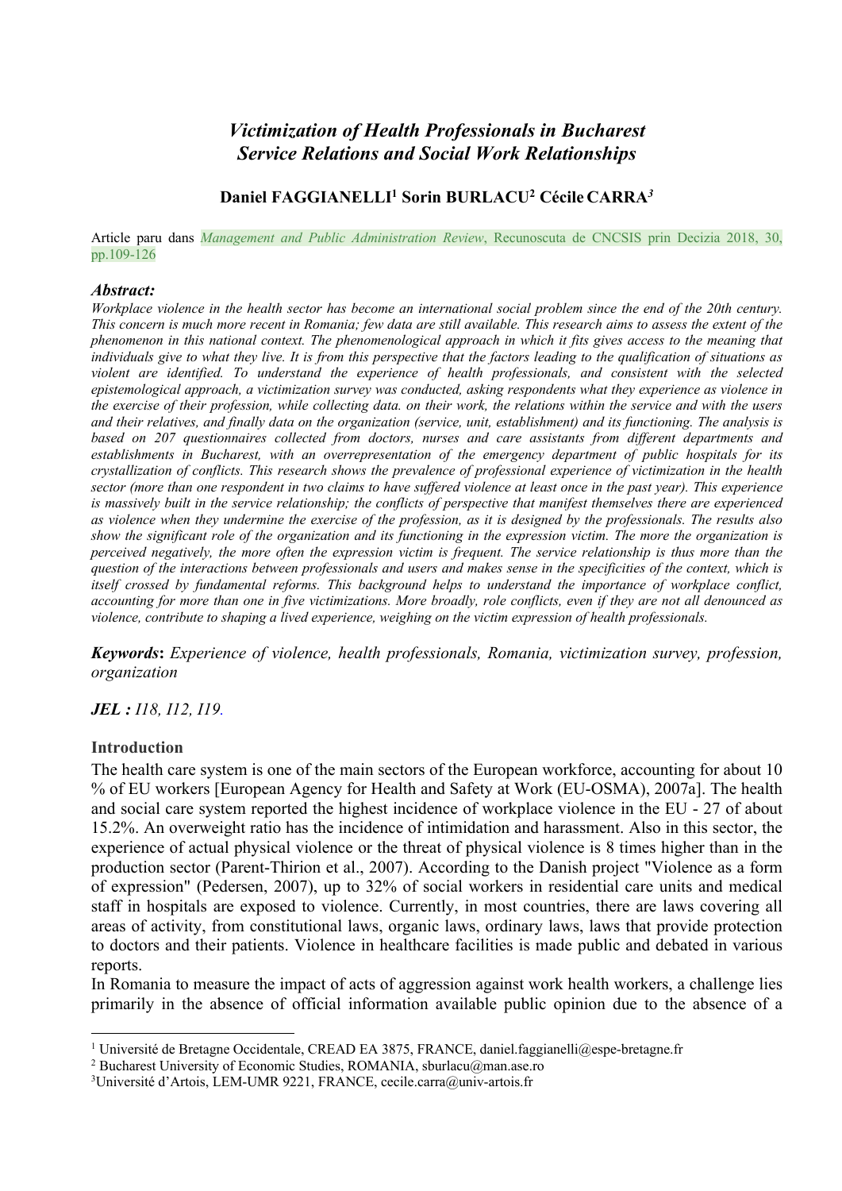# *Victimization of Health Professionals in Bucharest Service Relations and Social Work Relationships*

**Daniel FAGGIANELLI[1] Sorin BURLACU[2] Cécile CARRA[3]**

Article paru dans *Management and Public Administration Review*, Recunoscuta de CNCSIS prin Decizia 2018, 30, pp.109-126

### *Abstract:*

*Workplace violence in the health sector has become an international social problem since the end of the 20th century. This concern is much more recent in Romania; few data are still available. This research aims to assess the extent of the phenomenon in this national context. The phenomenological approach in which it fits gives access to the meaning that individuals give to what they live. It is from this perspective that the factors leading to the qualification of situations as violent are identified. To understand the experience of health professionals, and consistent with the selected epistemological approach, a victimization survey was conducted, asking respondents what they experience as violence in the exercise of their profession, while collecting data. on their work, the relations within the service and with the users and their relatives, and finally data on the organization (service, unit, establishment) and its functioning. The analysis is based on 207 questionnaires collected from doctors, nurses and care assistants from different departments and establishments in Bucharest, with an overrepresentation of the emergency department of public hospitals for its crystallization of conflicts. This research shows the prevalence of professional experience of victimization in the health sector (more than one respondent in two claims to have suffered violence at least once in the past year). This experience is massively built in the service relationship; the conflicts of perspective that manifest themselves there are experienced as violence when they undermine the exercise of the profession, as it is designed by the professionals. The results also show the significant role of the organization and its functioning in the expression victim. The more the organization is perceived negatively, the more often the expression victim is frequent. The service relationship is thus more than the question of the interactions between professionals and users and makes sense in the specificities of the context, which is itself crossed by fundamental reforms. This background helps to understand the importance of workplace conflict, accounting for more than one in five victimizations. More broadly, role conflicts, even if they are not all denounced as violence, contribute to shaping a lived experience, weighing on the victim expression of health professionals.*

***Keywords*:** *Experience of violence, health professionals, Romania, victimization survey, profession, organization*

***JEL :*** *I18, I12, I19.*

### Introduction

The health care system is one of the main sectors of the European workforce, accounting for about 10 % of EU workers [European Agency for Health and Safety at Work (EU-OSMA), 2007a]. The health and social care system reported the highest incidence of workplace violence in the EU - 27 of about 15.2%. An overweight ratio has the incidence of intimidation and harassment. Also in this sector, the experience of actual physical violence or the threat of physical violence is 8 times higher than in the production sector (Parent-Thirion et al., 2007). According to the Danish project "Violence as a form of expression" (Pedersen, 2007), up to 32% of social workers in residential care units and medical staff in hospitals are exposed to violence. Currently, in most countries, there are laws covering all areas of activity, from constitutional laws, organic laws, ordinary laws, laws that provide protection to doctors and their patients. Violence in healthcare facilities is made public and debated in various reports.

In Romania to measure the impact of acts of aggression against work health workers, a challenge lies primarily in the absence of official information available public opinion due to the absence of a

---

[1] Université de Bretagne Occidentale, CREAD EA 3875, FRANCE, daniel.faggianelli@espe-bretagne.fr

[2] Bucharest University of Economic Studies, ROMANIA, sburlacu@man.ase.ro

[3] Université d'Artois, LEM-UMR 9221, FRANCE, cecile.carra@univ-artois.fr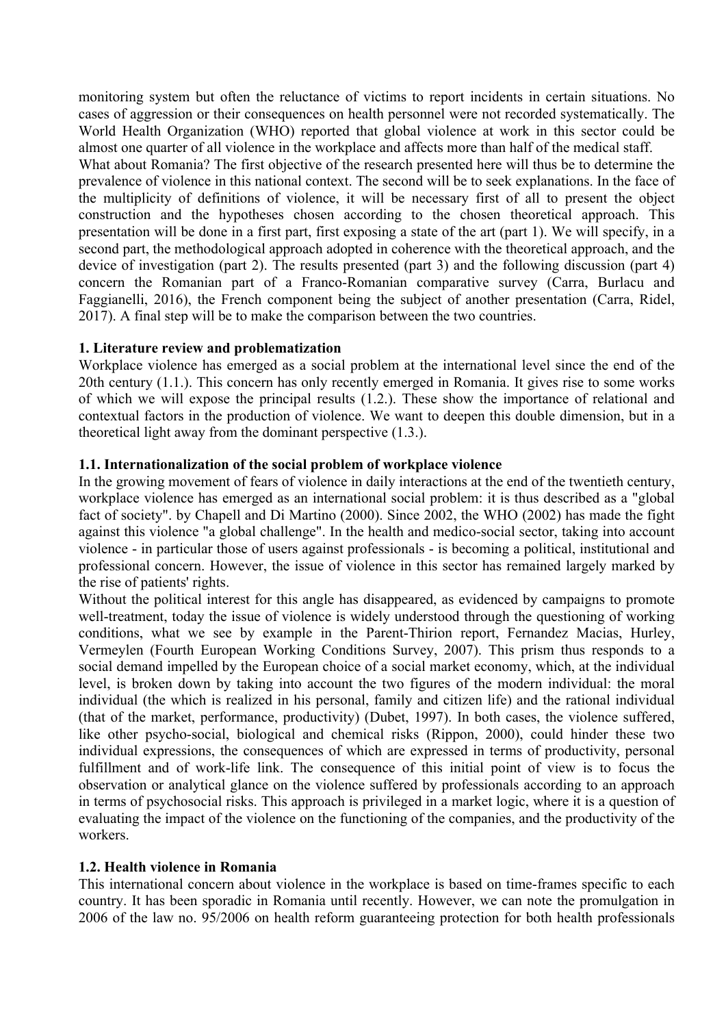monitoring system but often the reluctance of victims to report incidents in certain situations. No cases of aggression or their consequences on health personnel were not recorded systematically. The World Health Organization (WHO) reported that global violence at work in this sector could be almost one quarter of all violence in the workplace and affects more than half of the medical staff.

What about Romania? The first objective of the research presented here will thus be to determine the prevalence of violence in this national context. The second will be to seek explanations. In the face of the multiplicity of definitions of violence, it will be necessary first of all to present the object construction and the hypotheses chosen according to the chosen theoretical approach. This presentation will be done in a first part, first exposing a state of the art (part 1). We will specify, in a second part, the methodological approach adopted in coherence with the theoretical approach, and the device of investigation (part 2). The results presented (part 3) and the following discussion (part 4) concern the Romanian part of a Franco-Romanian comparative survey (Carra, Burlacu and Faggianelli, 2016), the French component being the subject of another presentation (Carra, Ridel, 2017). A final step will be to make the comparison between the two countries.

**1. Literature review and problematization**

Workplace violence has emerged as a social problem at the international level since the end of the 20th century (1.1.). This concern has only recently emerged in Romania. It gives rise to some works of which we will expose the principal results (1.2.). These show the importance of relational and contextual factors in the production of violence. We want to deepen this double dimension, but in a theoretical light away from the dominant perspective (1.3.).

**1.1. Internationalization of the social problem of workplace violence**

In the growing movement of fears of violence in daily interactions at the end of the twentieth century, workplace violence has emerged as an international social problem: it is thus described as a "global fact of society". by Chapell and Di Martino (2000). Since 2002, the WHO (2002) has made the fight against this violence "a global challenge". In the health and medico-social sector, taking into account violence - in particular those of users against professionals - is becoming a political, institutional and professional concern. However, the issue of violence in this sector has remained largely marked by the rise of patients' rights.

Without the political interest for this angle has disappeared, as evidenced by campaigns to promote well-treatment, today the issue of violence is widely understood through the questioning of working conditions, what we see by example in the Parent-Thirion report, Fernandez Macias, Hurley, Vermeylen (Fourth European Working Conditions Survey, 2007). This prism thus responds to a social demand impelled by the European choice of a social market economy, which, at the individual level, is broken down by taking into account the two figures of the modern individual: the moral individual (the which is realized in his personal, family and citizen life) and the rational individual (that of the market, performance, productivity) (Dubet, 1997). In both cases, the violence suffered, like other psycho-social, biological and chemical risks (Rippon, 2000), could hinder these two individual expressions, the consequences of which are expressed in terms of productivity, personal fulfillment and of work-life link. The consequence of this initial point of view is to focus the observation or analytical glance on the violence suffered by professionals according to an approach in terms of psychosocial risks. This approach is privileged in a market logic, where it is a question of evaluating the impact of the violence on the functioning of the companies, and the productivity of the workers.

**1.2. Health violence in Romania**

This international concern about violence in the workplace is based on time-frames specific to each country. It has been sporadic in Romania until recently. However, we can note the promulgation in 2006 of the law no. 95/2006 on health reform guaranteeing protection for both health professionals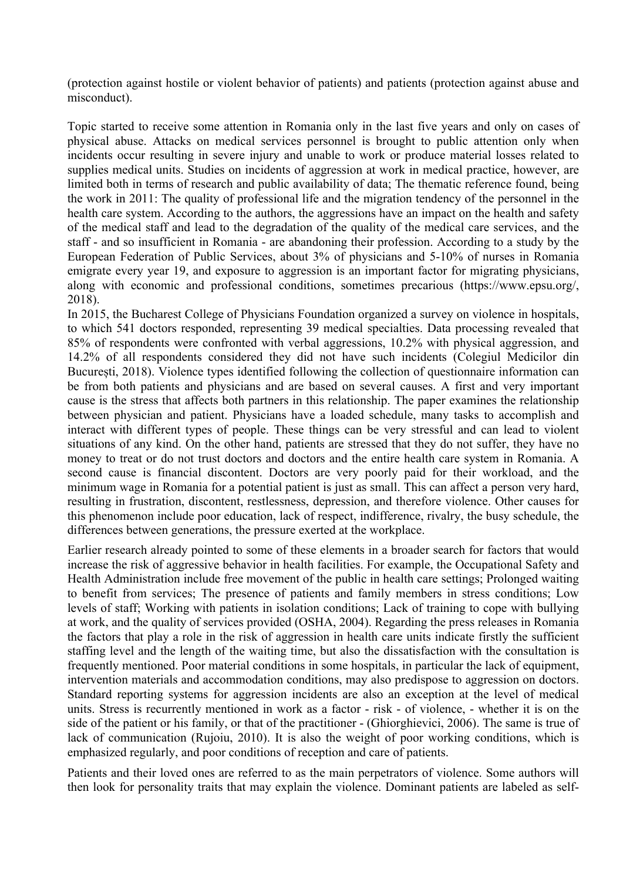(protection against hostile or violent behavior of patients) and patients (protection against abuse and misconduct).

Topic started to receive some attention in Romania only in the last five years and only on cases of physical abuse. Attacks on medical services personnel is brought to public attention only when incidents occur resulting in severe injury and unable to work or produce material losses related to supplies medical units. Studies on incidents of aggression at work in medical practice, however, are limited both in terms of research and public availability of data; The thematic reference found, being the work in 2011: The quality of professional life and the migration tendency of the personnel in the health care system. According to the authors, the aggressions have an impact on the health and safety of the medical staff and lead to the degradation of the quality of the medical care services, and the staff - and so insufficient in Romania - are abandoning their profession. According to a study by the European Federation of Public Services, about 3% of physicians and 5-10% of nurses in Romania emigrate every year 19, and exposure to aggression is an important factor for migrating physicians, along with economic and professional conditions, sometimes precarious (https://www.epsu.org/, 2018).

In 2015, the Bucharest College of Physicians Foundation organized a survey on violence in hospitals, to which 541 doctors responded, representing 39 medical specialties. Data processing revealed that 85% of respondents were confronted with verbal aggressions, 10.2% with physical aggression, and 14.2% of all respondents considered they did not have such incidents (Colegiul Medicilor din București, 2018). Violence types identified following the collection of questionnaire information can be from both patients and physicians and are based on several causes. A first and very important cause is the stress that affects both partners in this relationship. The paper examines the relationship between physician and patient. Physicians have a loaded schedule, many tasks to accomplish and interact with different types of people. These things can be very stressful and can lead to violent situations of any kind. On the other hand, patients are stressed that they do not suffer, they have no money to treat or do not trust doctors and doctors and the entire health care system in Romania. A second cause is financial discontent. Doctors are very poorly paid for their workload, and the minimum wage in Romania for a potential patient is just as small. This can affect a person very hard, resulting in frustration, discontent, restlessness, depression, and therefore violence. Other causes for this phenomenon include poor education, lack of respect, indifference, rivalry, the busy schedule, the differences between generations, the pressure exerted at the workplace.

Earlier research already pointed to some of these elements in a broader search for factors that would increase the risk of aggressive behavior in health facilities. For example, the Occupational Safety and Health Administration include free movement of the public in health care settings; Prolonged waiting to benefit from services; The presence of patients and family members in stress conditions; Low levels of staff; Working with patients in isolation conditions; Lack of training to cope with bullying at work, and the quality of services provided (OSHA, 2004). Regarding the press releases in Romania the factors that play a role in the risk of aggression in health care units indicate firstly the sufficient staffing level and the length of the waiting time, but also the dissatisfaction with the consultation is frequently mentioned. Poor material conditions in some hospitals, in particular the lack of equipment, intervention materials and accommodation conditions, may also predispose to aggression on doctors. Standard reporting systems for aggression incidents are also an exception at the level of medical units. Stress is recurrently mentioned in work as a factor - risk - of violence, - whether it is on the side of the patient or his family, or that of the practitioner - (Ghiorghievici, 2006). The same is true of lack of communication (Rujoiu, 2010). It is also the weight of poor working conditions, which is emphasized regularly, and poor conditions of reception and care of patients.

Patients and their loved ones are referred to as the main perpetrators of violence. Some authors will then look for personality traits that may explain the violence. Dominant patients are labeled as self-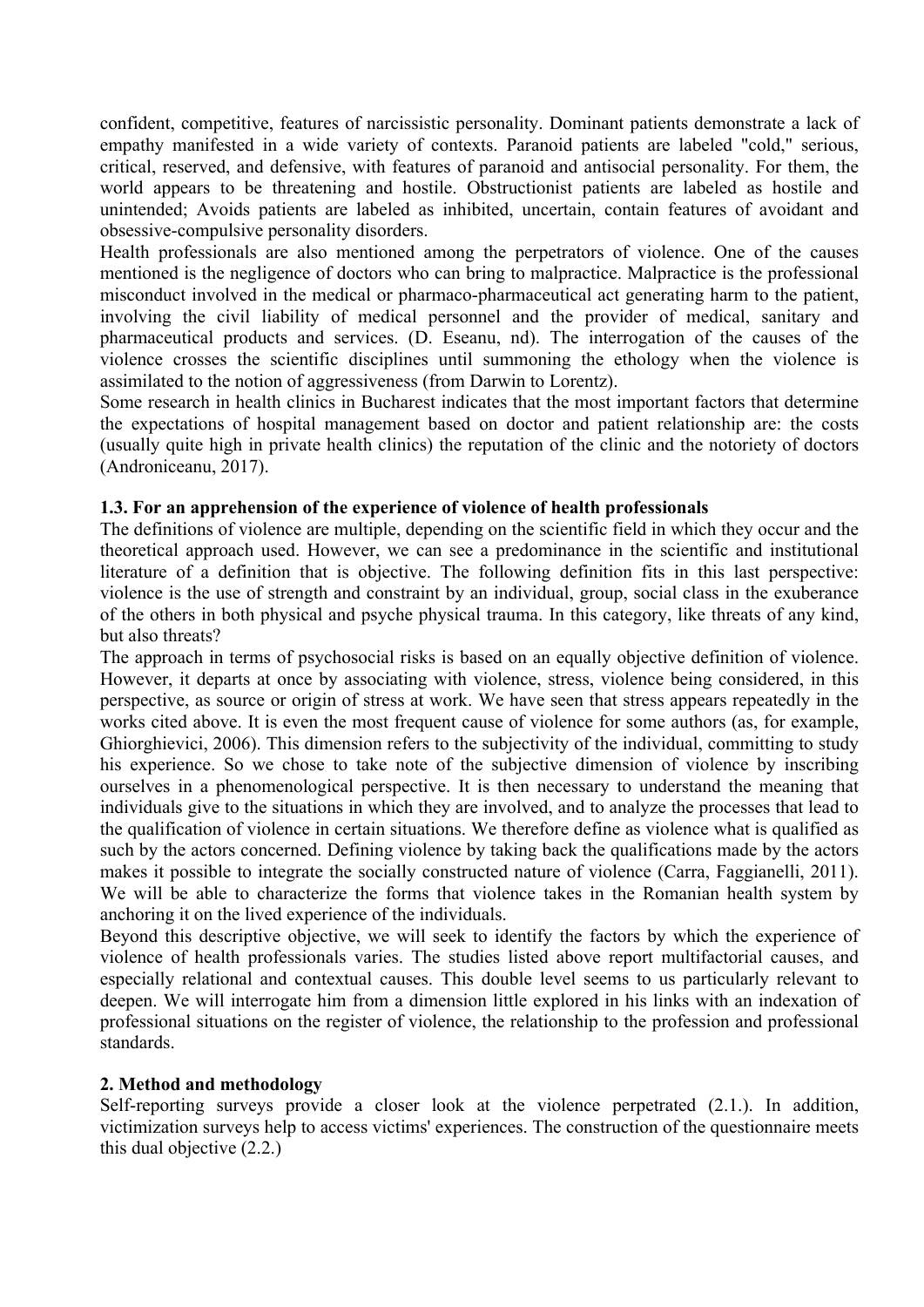confident, competitive, features of narcissistic personality. Dominant patients demonstrate a lack of empathy manifested in a wide variety of contexts. Paranoid patients are labeled "cold," serious, critical, reserved, and defensive, with features of paranoid and antisocial personality. For them, the world appears to be threatening and hostile. Obstructionist patients are labeled as hostile and unintended; Avoids patients are labeled as inhibited, uncertain, contain features of avoidant and obsessive-compulsive personality disorders.

Health professionals are also mentioned among the perpetrators of violence. One of the causes mentioned is the negligence of doctors who can bring to malpractice. Malpractice is the professional misconduct involved in the medical or pharmaco-pharmaceutical act generating harm to the patient, involving the civil liability of medical personnel and the provider of medical, sanitary and pharmaceutical products and services. (D. Eseanu, nd). The interrogation of the causes of the violence crosses the scientific disciplines until summoning the ethology when the violence is assimilated to the notion of aggressiveness (from Darwin to Lorentz).

Some research in health clinics in Bucharest indicates that the most important factors that determine the expectations of hospital management based on doctor and patient relationship are: the costs (usually quite high in private health clinics) the reputation of the clinic and the notoriety of doctors (Androniceanu, 2017).

### 1.3. For an apprehension of the experience of violence of health professionals

The definitions of violence are multiple, depending on the scientific field in which they occur and the theoretical approach used. However, we can see a predominance in the scientific and institutional literature of a definition that is objective. The following definition fits in this last perspective: violence is the use of strength and constraint by an individual, group, social class in the exuberance of the others in both physical and psyche physical trauma. In this category, like threats of any kind, but also threats?

The approach in terms of psychosocial risks is based on an equally objective definition of violence. However, it departs at once by associating with violence, stress, violence being considered, in this perspective, as source or origin of stress at work. We have seen that stress appears repeatedly in the works cited above. It is even the most frequent cause of violence for some authors (as, for example, Ghiorghievici, 2006). This dimension refers to the subjectivity of the individual, committing to study his experience. So we chose to take note of the subjective dimension of violence by inscribing ourselves in a phenomenological perspective. It is then necessary to understand the meaning that individuals give to the situations in which they are involved, and to analyze the processes that lead to the qualification of violence in certain situations. We therefore define as violence what is qualified as such by the actors concerned. Defining violence by taking back the qualifications made by the actors makes it possible to integrate the socially constructed nature of violence (Carra, Faggianelli, 2011). We will be able to characterize the forms that violence takes in the Romanian health system by anchoring it on the lived experience of the individuals.

Beyond this descriptive objective, we will seek to identify the factors by which the experience of violence of health professionals varies. The studies listed above report multifactorial causes, and especially relational and contextual causes. This double level seems to us particularly relevant to deepen. We will interrogate him from a dimension little explored in his links with an indexation of professional situations on the register of violence, the relationship to the profession and professional standards.

## 2. Method and methodology

Self-reporting surveys provide a closer look at the violence perpetrated (2.1.). In addition, victimization surveys help to access victims' experiences. The construction of the questionnaire meets this dual objective (2.2.)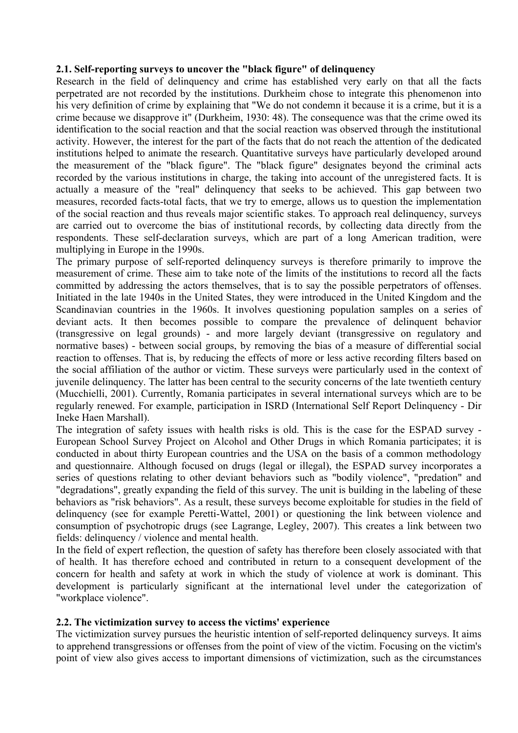### 2.1. Self-reporting surveys to uncover the "black figure" of delinquency

Research in the field of delinquency and crime has established very early on that all the facts perpetrated are not recorded by the institutions. Durkheim chose to integrate this phenomenon into his very definition of crime by explaining that "We do not condemn it because it is a crime, but it is a crime because we disapprove it" (Durkheim, 1930: 48). The consequence was that the crime owed its identification to the social reaction and that the social reaction was observed through the institutional activity. However, the interest for the part of the facts that do not reach the attention of the dedicated institutions helped to animate the research. Quantitative surveys have particularly developed around the measurement of the "black figure". The "black figure" designates beyond the criminal acts recorded by the various institutions in charge, the taking into account of the unregistered facts. It is actually a measure of the "real" delinquency that seeks to be achieved. This gap between two measures, recorded facts-total facts, that we try to emerge, allows us to question the implementation of the social reaction and thus reveals major scientific stakes. To approach real delinquency, surveys are carried out to overcome the bias of institutional records, by collecting data directly from the respondents. These self-declaration surveys, which are part of a long American tradition, were multiplying in Europe in the 1990s.

The primary purpose of self-reported delinquency surveys is therefore primarily to improve the measurement of crime. These aim to take note of the limits of the institutions to record all the facts committed by addressing the actors themselves, that is to say the possible perpetrators of offenses. Initiated in the late 1940s in the United States, they were introduced in the United Kingdom and the Scandinavian countries in the 1960s. It involves questioning population samples on a series of deviant acts. It then becomes possible to compare the prevalence of delinquent behavior (transgressive on legal grounds) - and more largely deviant (transgressive on regulatory and normative bases) - between social groups, by removing the bias of a measure of differential social reaction to offenses. That is, by reducing the effects of more or less active recording filters based on the social affiliation of the author or victim. These surveys were particularly used in the context of juvenile delinquency. The latter has been central to the security concerns of the late twentieth century (Mucchielli, 2001). Currently, Romania participates in several international surveys which are to be regularly renewed. For example, participation in ISRD (International Self Report Delinquency - Dir Ineke Haen Marshall).

The integration of safety issues with health risks is old. This is the case for the ESPAD survey - European School Survey Project on Alcohol and Other Drugs in which Romania participates; it is conducted in about thirty European countries and the USA on the basis of a common methodology and questionnaire. Although focused on drugs (legal or illegal), the ESPAD survey incorporates a series of questions relating to other deviant behaviors such as "bodily violence", "predation" and "degradations", greatly expanding the field of this survey. The unit is building in the labeling of these behaviors as "risk behaviors". As a result, these surveys become exploitable for studies in the field of delinquency (see for example Peretti-Wattel, 2001) or questioning the link between violence and consumption of psychotropic drugs (see Lagrange, Legley, 2007). This creates a link between two fields: delinquency / violence and mental health.

In the field of expert reflection, the question of safety has therefore been closely associated with that of health. It has therefore echoed and contributed in return to a consequent development of the concern for health and safety at work in which the study of violence at work is dominant. This development is particularly significant at the international level under the categorization of "workplace violence".

### 2.2. The victimization survey to access the victims' experience

The victimization survey pursues the heuristic intention of self-reported delinquency surveys. It aims to apprehend transgressions or offenses from the point of view of the victim. Focusing on the victim's point of view also gives access to important dimensions of victimization, such as the circumstances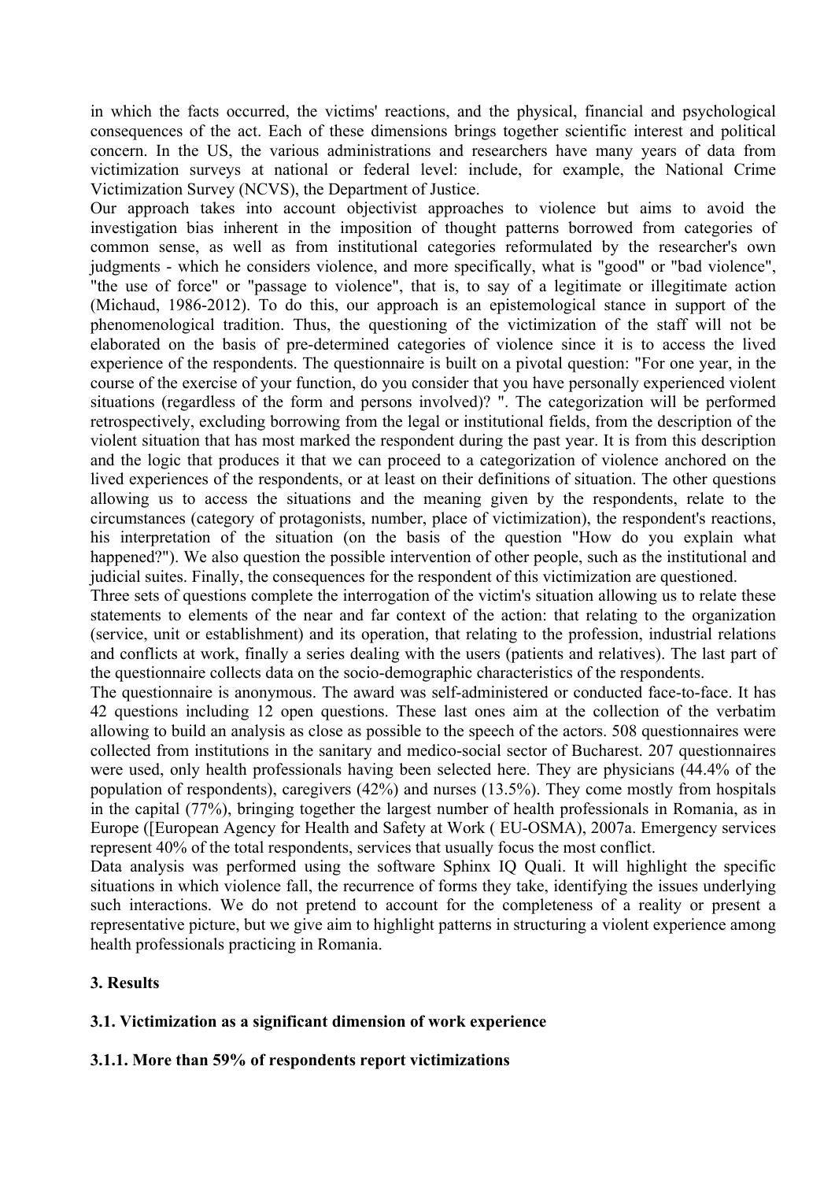in which the facts occurred, the victims' reactions, and the physical, financial and psychological consequences of the act. Each of these dimensions brings together scientific interest and political concern. In the US, the various administrations and researchers have many years of data from victimization surveys at national or federal level: include, for example, the National Crime Victimization Survey (NCVS), the Department of Justice.

Our approach takes into account objectivist approaches to violence but aims to avoid the investigation bias inherent in the imposition of thought patterns borrowed from categories of common sense, as well as from institutional categories reformulated by the researcher's own judgments - which he considers violence, and more specifically, what is "good" or "bad violence", "the use of force" or "passage to violence", that is, to say of a legitimate or illegitimate action (Michaud, 1986-2012). To do this, our approach is an epistemological stance in support of the phenomenological tradition. Thus, the questioning of the victimization of the staff will not be elaborated on the basis of pre-determined categories of violence since it is to access the lived experience of the respondents. The questionnaire is built on a pivotal question: "For one year, in the course of the exercise of your function, do you consider that you have personally experienced violent situations (regardless of the form and persons involved)? ". The categorization will be performed retrospectively, excluding borrowing from the legal or institutional fields, from the description of the violent situation that has most marked the respondent during the past year. It is from this description and the logic that produces it that we can proceed to a categorization of violence anchored on the lived experiences of the respondents, or at least on their definitions of situation. The other questions allowing us to access the situations and the meaning given by the respondents, relate to the circumstances (category of protagonists, number, place of victimization), the respondent's reactions, his interpretation of the situation (on the basis of the question "How do you explain what happened?"). We also question the possible intervention of other people, such as the institutional and judicial suites. Finally, the consequences for the respondent of this victimization are questioned.

Three sets of questions complete the interrogation of the victim's situation allowing us to relate these statements to elements of the near and far context of the action: that relating to the organization (service, unit or establishment) and its operation, that relating to the profession, industrial relations and conflicts at work, finally a series dealing with the users (patients and relatives). The last part of the questionnaire collects data on the socio-demographic characteristics of the respondents.

The questionnaire is anonymous. The award was self-administered or conducted face-to-face. It has 42 questions including 12 open questions. These last ones aim at the collection of the verbatim allowing to build an analysis as close as possible to the speech of the actors. 508 questionnaires were collected from institutions in the sanitary and medico-social sector of Bucharest. 207 questionnaires were used, only health professionals having been selected here. They are physicians (44.4% of the population of respondents), caregivers (42%) and nurses (13.5%). They come mostly from hospitals in the capital (77%), bringing together the largest number of health professionals in Romania, as in Europe ([European Agency for Health and Safety at Work ( EU-OSMA), 2007a. Emergency services represent 40% of the total respondents, services that usually focus the most conflict.

Data analysis was performed using the software Sphinx IQ Quali. It will highlight the specific situations in which violence fall, the recurrence of forms they take, identifying the issues underlying such interactions. We do not pretend to account for the completeness of a reality or present a representative picture, but we give aim to highlight patterns in structuring a violent experience among health professionals practicing in Romania.

## 3. Results

### 3.1. Victimization as a significant dimension of work experience

#### 3.1.1. More than 59% of respondents report victimizations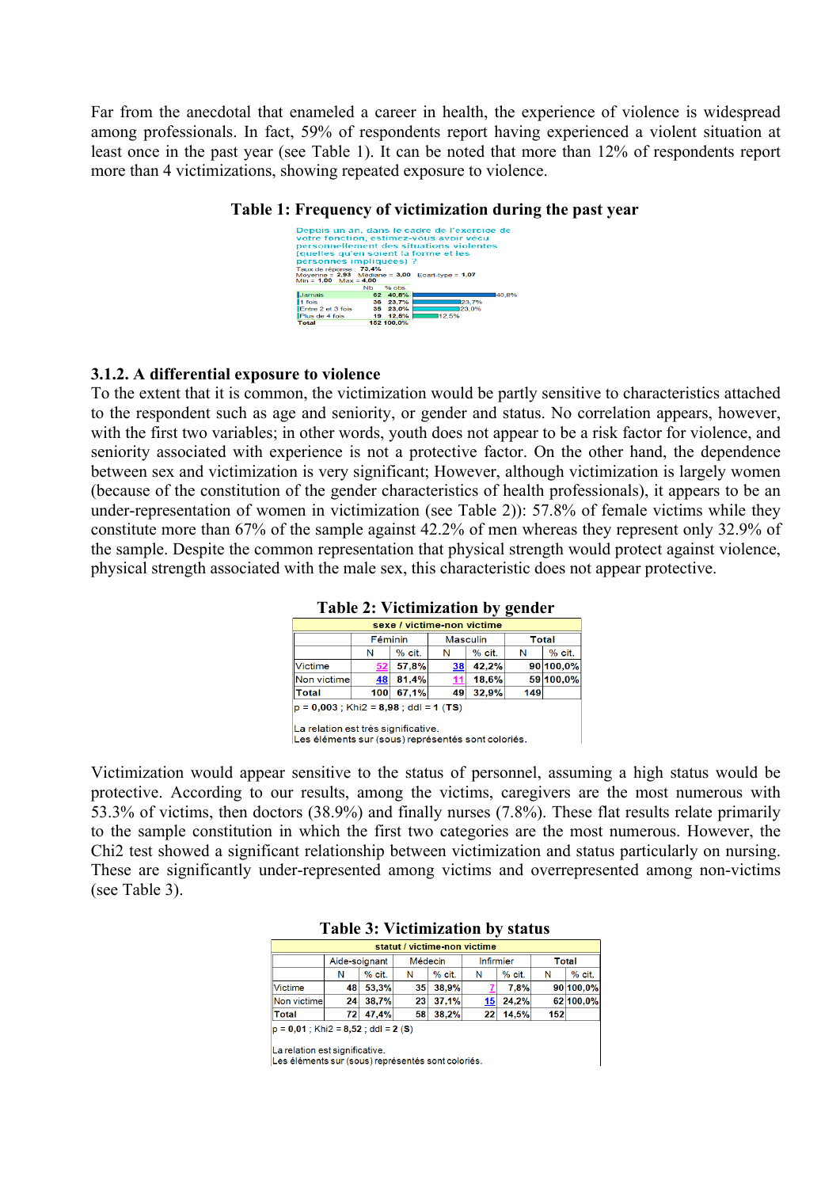Far from the anecdotal that enameled a career in health, the experience of violence is widespread among professionals. In fact, 59% of respondents report having experienced a violent situation at least once in the past year (see Table 1). It can be noted that more than 12% of respondents report more than 4 victimizations, showing repeated exposure to violence.

**Table 1: Frequency of victimization during the past year**

Depuis un an, dans le cadre de l'exercice de votre fonction, estimez-vous avoir vecu personnellement des situations violentes (quelles qu'en soient la forme et les personnes impliquées) ?

Taux de réponse : 73,4%
Moyenne = 2,93 Médiane = 3,00 Ecart-type = 1,07
Min = 1,00 Max = 4,00

| | Nb | % obs |
|---|---|---|
| Jamais | 62 | 40,8% |
| 1 fois | 36 | 23,7% |
| Entre 2 et 3 fois | 35 | 23,0% |
| Plus de 4 fois | 19 | 12,5% |
| Total | 152 | 100,0% |

### 3.1.2. A differential exposure to violence

To the extent that it is common, the victimization would be partly sensitive to characteristics attached to the respondent such as age and seniority, or gender and status. No correlation appears, however, with the first two variables; in other words, youth does not appear to be a risk factor for violence, and seniority associated with experience is not a protective factor. On the other hand, the dependence between sex and victimization is very significant; However, although victimization is largely women (because of the constitution of the gender characteristics of health professionals), it appears to be an under-representation of women in victimization (see Table 2)): 57.8% of female victims while they constitute more than 67% of the sample against 42.2% of men whereas they represent only 32.9% of the sample. Despite the common representation that physical strength would protect against violence, physical strength associated with the male sex, this characteristic does not appear protective.

**Table 2: Victimization by gender**

sexe / victime-non victime

| | Féminin | | Masculin | | Total | |
|---|---|---|---|---|---|---|
| | N | % cit. | N | % cit. | N | % cit. |
| Victime | 52 | 57,8% | 38 | 42,2% | 90 | 100,0% |
| Non victime | 48 | 81,4% | 11 | 18,6% | 59 | 100,0% |
| Total | 100 | 67,1% | 49 | 32,9% | 149 | |

p = 0,003 ; Khi2 = 8,98 ; ddl = 1 (TS)

La relation est très significative.
Les éléments sur (sous) représentés sont coloriés.

Victimization would appear sensitive to the status of personnel, assuming a high status would be protective. According to our results, among the victims, caregivers are the most numerous with 53.3% of victims, then doctors (38.9%) and finally nurses (7.8%). These flat results relate primarily to the sample constitution in which the first two categories are the most numerous. However, the Chi2 test showed a significant relationship between victimization and status particularly on nursing. These are significantly under-represented among victims and overrepresented among non-victims (see Table 3).

**Table 3: Victimization by status**

statut / victime-non victime

| | Aide-soignant | | Médecin | | Infirmier | | Total | |
|---|---|---|---|---|---|---|---|---|
| | N | % cit. | N | % cit. | N | % cit. | N | % cit. |
| Victime | 48 | 53,3% | 35 | 38,9% | 7 | 7,8% | 90 | 100,0% |
| Non victime | 24 | 38,7% | 23 | 37,1% | 15 | 24,2% | 62 | 100,0% |
| Total | 72 | 47,4% | 58 | 38,2% | 22 | 14,5% | 152 | |

p = 0,01 ; Khi2 = 8,52 ; ddl = 2 (S)

La relation est significative.
Les éléments sur (sous) représentés sont coloriés.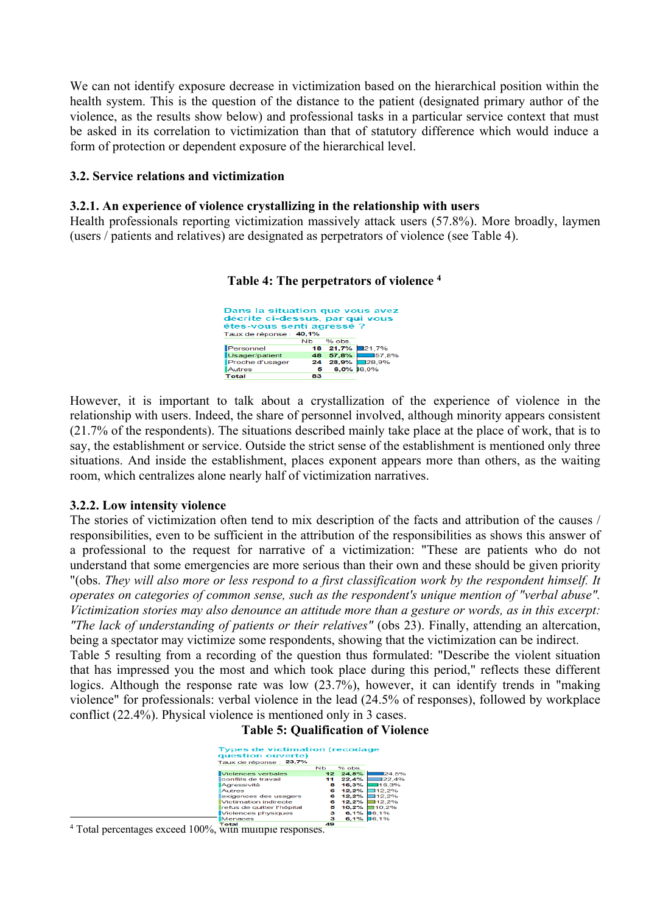We can not identify exposure decrease in victimization based on the hierarchical position within the health system. This is the question of the distance to the patient (designated primary author of the violence, as the results show below) and professional tasks in a particular service context that must be asked in its correlation to victimization than that of statutory difference which would induce a form of protection or dependent exposure of the hierarchical level.

## 3.2. Service relations and victimization

### 3.2.1. An experience of violence crystallizing in the relationship with users

Health professionals reporting victimization massively attack users (57.8%). More broadly, laymen (users / patients and relatives) are designated as perpetrators of violence (see Table 4).

**Table 4: The perpetrators of violence [4]**

Dans la situation que vous avez décrite ci-dessus, par qui vous êtes-vous senti agressé ?

Taux de réponse : 40,1%

| | Nb | % obs. |
|---|---|---|
| Personnel | 18 | 21,7% |
| Usager/patient | 48 | 57,8% |
| Proche d'usager | 24 | 28,9% |
| Autres | 5 | 6,0% |
| Total | 83 | |

However, it is important to talk about a crystallization of the experience of violence in the relationship with users. Indeed, the share of personnel involved, although minority appears consistent (21.7% of the respondents). The situations described mainly take place at the place of work, that is to say, the establishment or service. Outside the strict sense of the establishment is mentioned only three situations. And inside the establishment, places exponent appears more than others, as the waiting room, which centralizes alone nearly half of victimization narratives.

### 3.2.2. Low intensity violence

The stories of victimization often tend to mix description of the facts and attribution of the causes / responsibilities, even to be sufficient in the attribution of the responsibilities as shows this answer of a professional to the request for narrative of a victimization: "These are patients who do not understand that some emergencies are more serious than their own and these should be given priority "(obs. *They will also more or less respond to a first classification work by the respondent himself. It operates on categories of common sense, such as the respondent's unique mention of "verbal abuse". Victimization stories may also denounce an attitude more than a gesture or words, as in this excerpt: "The lack of understanding of patients or their relatives"* (obs 23). Finally, attending an altercation, being a spectator may victimize some respondents, showing that the victimization can be indirect.
Table 5 resulting from a recording of the question thus formulated: "Describe the violent situation that has impressed you the most and which took place during this period," reflects these different logics. Although the response rate was low (23.7%), however, it can identify trends in "making violence" for professionals: verbal violence in the lead (24.5% of responses), followed by workplace conflict (22.4%). Physical violence is mentioned only in 3 cases.

**Table 5: Qualification of Violence**

Types de victimation (recodage question ouverte)

Taux de réponse : 23,7%

| | Nb | % obs. |
|---|---|---|
| Violences verbales | 12 | 24,5% |
| conflits de travail | 11 | 22,4% |
| Agressivité | 8 | 16,3% |
| Autres | 6 | 12,2% |
| exigences des usagers | 6 | 12,2% |
| Victimation indirecte | 6 | 12,2% |
| refus de quitter l'hôpital | 5 | 10,2% |
| Violences physiques | 3 | 6,1% |
| Menaces | 3 | 6,1% |
| Total | 49 | |

[4] Total percentages exceed 100%, with multiple responses.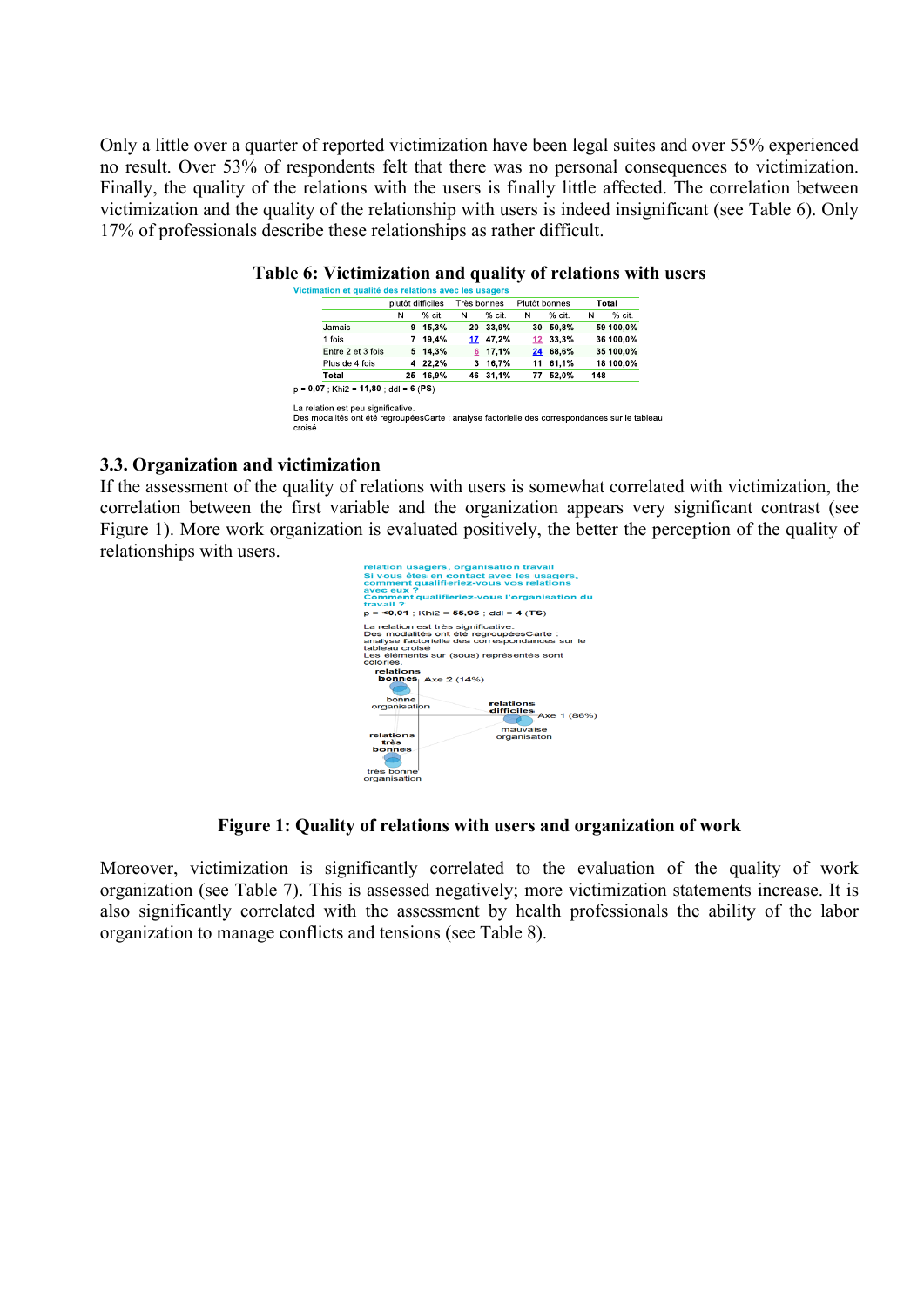Only a little over a quarter of reported victimization have been legal suites and over 55% experienced no result. Over 53% of respondents felt that there was no personal consequences to victimization. Finally, the quality of the relations with the users is finally little affected. The correlation between victimization and the quality of the relationship with users is indeed insignificant (see Table 6). Only 17% of professionals describe these relationships as rather difficult.

**Table 6: Victimization and quality of relations with users**

Victimation et qualité des relations avec les usagers

| | plutôt difficiles | | Très bonnes | | Plutôt bonnes | | Total | |
|---|---|---|---|---|---|---|---|---|
| | N | % cit. | N | % cit. | N | % cit. | N | % cit. |
| Jamais | 9 | 15,3% | 20 | 33,9% | 30 | 50,8% | 59 | 100,0% |
| 1 fois | 7 | 19,4% | 17 | 47,2% | 12 | 33,3% | 36 | 100,0% |
| Entre 2 et 3 fois | 5 | 14,3% | 6 | 17,1% | 24 | 68,6% | 35 | 100,0% |
| Plus de 4 fois | 4 | 22,2% | 3 | 16,7% | 11 | 61,1% | 18 | 100,0% |
| **Total** | 25 | 16,9% | 46 | 31,1% | 77 | 52,0% | 148 | |

p = 0,07 ; Khi2 = 11,80 ; ddl = 6 (PS)

La relation est peu significative.
Des modalités ont été regroupéesCarte : analyse factorielle des correspondances sur le tableau croisé

### 3.3. Organization and victimization

If the assessment of the quality of relations with users is somewhat correlated with victimization, the correlation between the first variable and the organization appears very significant contrast (see Figure 1). More work organization is evaluated positively, the better the perception of the quality of relationships with users.

relation usagers, organisation travail
Si vous êtes en contact avec les usagers, comment qualifieriez-vous vos relations avec eux ?
Comment qualifieriez-vous l'organisation du travail ?
p = <0,01 ; Khi2 = 55,96 ; ddl = 4 (TS)

La relation est très significative.
Des modalités ont été regroupéesCarte : analyse factorielle des correspondances sur le tableau croisé
Les éléments sur (sous) représentés sont coloriés.

**Figure 1: Quality of relations with users and organization of work**

Moreover, victimization is significantly correlated to the evaluation of the quality of work organization (see Table 7). This is assessed negatively; more victimization statements increase. It is also significantly correlated with the assessment by health professionals the ability of the labor organization to manage conflicts and tensions (see Table 8).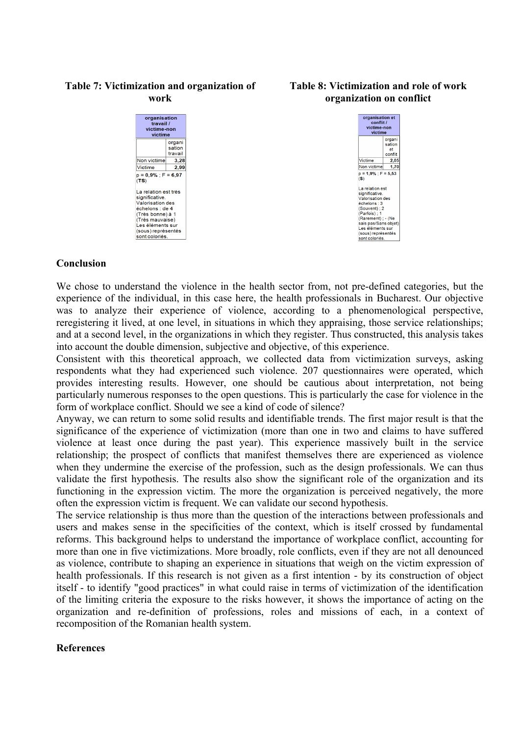**Table 7: Victimization and organization of work**

| organisation travail / victime-non victime | organi sation travail |
|---|---|
| Non victime | 3,28 |
| Victime | 2,99 |

p = 0,9% ; F = 6,97 (TS)

La relation est très significative.
Valorisation des échelons : de 4 (Très bonne) à 1 (Très mauvaise)
Les éléments sur (sous) représentés sont coloriés.

**Table 8: Victimization and role of work organization on conflict**

| organisation et conflit / victime-non victime | organi sation et conflit |
|---|---|
| Victime | 2,05 |
| Non victime | 1,70 |

p = 1,9% ; F = 5,53 (S)

La relation est significative.
Valorisation des échelons : 3 (Souvent) ; 2 (Parfois) ; 1 (Rarement) ; - (Ne sais pas/Sans objet)
Les éléments sur (sous) représentés sont coloriés.

## Conclusion

We chose to understand the violence in the health sector from, not pre-defined categories, but the experience of the individual, in this case here, the health professionals in Bucharest. Our objective was to analyze their experience of violence, according to a phenomenological perspective, reregistering it lived, at one level, in situations in which they appraising, those service relationships; and at a second level, in the organizations in which they register. Thus constructed, this analysis takes into account the double dimension, subjective and objective, of this experience.
Consistent with this theoretical approach, we collected data from victimization surveys, asking respondents what they had experienced such violence. 207 questionnaires were operated, which provides interesting results. However, one should be cautious about interpretation, not being particularly numerous responses to the open questions. This is particularly the case for violence in the form of workplace conflict. Should we see a kind of code of silence?
Anyway, we can return to some solid results and identifiable trends. The first major result is that the significance of the experience of victimization (more than one in two and claims to have suffered violence at least once during the past year). This experience massively built in the service relationship; the prospect of conflicts that manifest themselves there are experienced as violence when they undermine the exercise of the profession, such as the design professionals. We can thus validate the first hypothesis. The results also show the significant role of the organization and its functioning in the expression victim. The more the organization is perceived negatively, the more often the expression victim is frequent. We can validate our second hypothesis.
The service relationship is thus more than the question of the interactions between professionals and users and makes sense in the specificities of the context, which is itself crossed by fundamental reforms. This background helps to understand the importance of workplace conflict, accounting for more than one in five victimizations. More broadly, role conflicts, even if they are not all denounced as violence, contribute to shaping an experience in situations that weigh on the victim expression of health professionals. If this research is not given as a first intention - by its construction of object itself - to identify "good practices" in what could raise in terms of victimization of the identification of the limiting criteria the exposure to the risks however, it shows the importance of acting on the organization and re-definition of professions, roles and missions of each, in a context of recomposition of the Romanian health system.

## References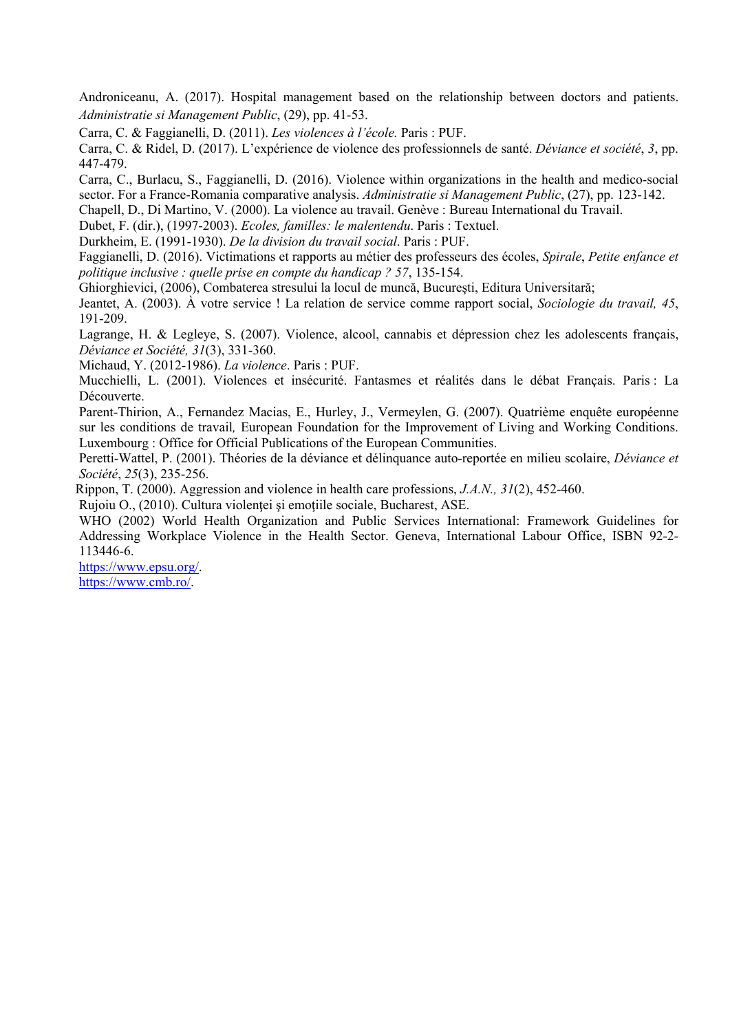Androniceanu, A. (2017). Hospital management based on the relationship between doctors and patients. *Administratie si Management Public*, (29), pp. 41-53.

Carra, C. & Faggianelli, D. (2011). *Les violences à l'école.* Paris : PUF.

Carra, C. & Ridel, D. (2017). L'expérience de violence des professionnels de santé. *Déviance et société*, *3*, pp. 447-479.

Carra, C., Burlacu, S., Faggianelli, D. (2016). Violence within organizations in the health and medico-social sector. For a France-Romania comparative analysis. *Administratie si Management Public*, (27), pp. 123-142.

Chapell, D., Di Martino, V. (2000). La violence au travail. Genève : Bureau International du Travail.

Dubet, F. (dir.), (1997-2003). *Ecoles, familles: le malentendu*. Paris : Textuel.

Durkheim, E. (1991-1930). *De la division du travail social*. Paris : PUF.

Faggianelli, D. (2016). Victimations et rapports au métier des professeurs des écoles, *Spirale*, *Petite enfance et politique inclusive : quelle prise en compte du handicap ? 57*, 135-154.

Ghiorghievici, (2006), Combaterea stresului la locul de muncă, Bucureşti, Editura Universitară;

Jeantet, A. (2003). À votre service ! La relation de service comme rapport social, *Sociologie du travail, 45*, 191-209.

Lagrange, H. & Legleye, S. (2007). Violence, alcool, cannabis et dépression chez les adolescents français, *Déviance et Société, 31*(3), 331-360.

Michaud, Y. (2012-1986). *La violence*. Paris : PUF.

Mucchielli, L. (2001). Violences et insécurité. Fantasmes et réalités dans le débat Français. Paris : La Découverte.

Parent-Thirion, A., Fernandez Macias, E., Hurley, J., Vermeylen, G. (2007). Quatrième enquête européenne sur les conditions de travail*,* European Foundation for the Improvement of Living and Working Conditions. Luxembourg : Office for Official Publications of the European Communities.

Peretti-Wattel, P. (2001). Théories de la déviance et délinquance auto-reportée en milieu scolaire, *Déviance et Société*, *25*(3), 235-256.

Rippon, T. (2000). Aggression and violence in health care professions, *J.A.N., 31*(2), 452-460.

Rujoiu O., (2010). Cultura violenţei şi emoţiile sociale, Bucharest, ASE.

WHO (2002) World Health Organization and Public Services International: Framework Guidelines for Addressing Workplace Violence in the Health Sector. Geneva, International Labour Office, ISBN 92-2-113446-6.

https://www.epsu.org/.

https://www.cmb.ro/.